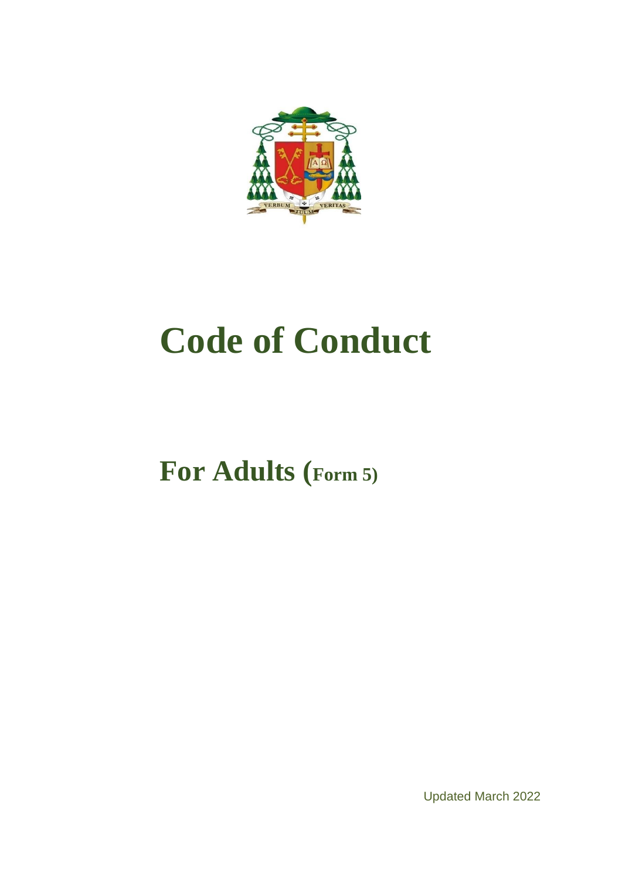# Code of Conduct

## For Adults (Form 5)

Updated March 2022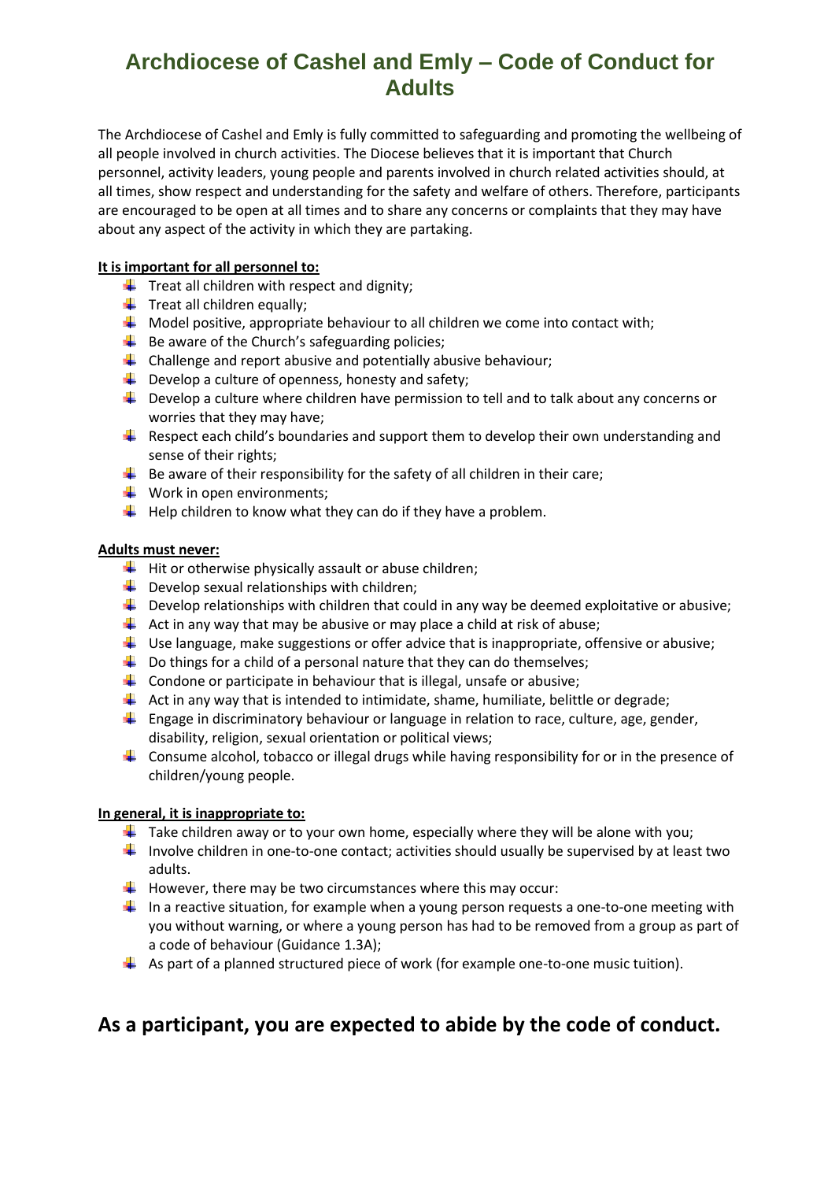# Archdiocese of Cashel and Emly – Code of Conduct for Adults

The Archdiocese of Cashel and Emly is fully committed to safeguarding and promoting the wellbeing of all people involved in church activities. The Diocese believes that it is important that Church personnel, activity leaders, young people and parents involved in church related activities should, at all times, show respect and understanding for the safety and welfare of others. Therefore, participants are encouraged to be open at all times and to share any concerns or complaints that they may have about any aspect of the activity in which they are partaking.

**It is important for all personnel to:**

- Treat all children with respect and dignity;
- Treat all children equally;
- Model positive, appropriate behaviour to all children we come into contact with;
- Be aware of the Church's safeguarding policies;
- Challenge and report abusive and potentially abusive behaviour;
- Develop a culture of openness, honesty and safety;
- Develop a culture where children have permission to tell and to talk about any concerns or worries that they may have;
- Respect each child's boundaries and support them to develop their own understanding and sense of their rights;
- Be aware of their responsibility for the safety of all children in their care;
- Work in open environments;
- Help children to know what they can do if they have a problem.

**Adults must never:**

- Hit or otherwise physically assault or abuse children;
- Develop sexual relationships with children;
- Develop relationships with children that could in any way be deemed exploitative or abusive;
- Act in any way that may be abusive or may place a child at risk of abuse;
- Use language, make suggestions or offer advice that is inappropriate, offensive or abusive;
- Do things for a child of a personal nature that they can do themselves;
- Condone or participate in behaviour that is illegal, unsafe or abusive;
- Act in any way that is intended to intimidate, shame, humiliate, belittle or degrade;
- Engage in discriminatory behaviour or language in relation to race, culture, age, gender, disability, religion, sexual orientation or political views;
- Consume alcohol, tobacco or illegal drugs while having responsibility for or in the presence of children/young people.

**In general, it is inappropriate to:**

- Take children away or to your own home, especially where they will be alone with you;
- Involve children in one-to-one contact; activities should usually be supervised by at least two adults.
- However, there may be two circumstances where this may occur:
- In a reactive situation, for example when a young person requests a one-to-one meeting with you without warning, or where a young person has had to be removed from a group as part of a code of behaviour (Guidance 1.3A);
- As part of a planned structured piece of work (for example one-to-one music tuition).

## As a participant, you are expected to abide by the code of conduct.